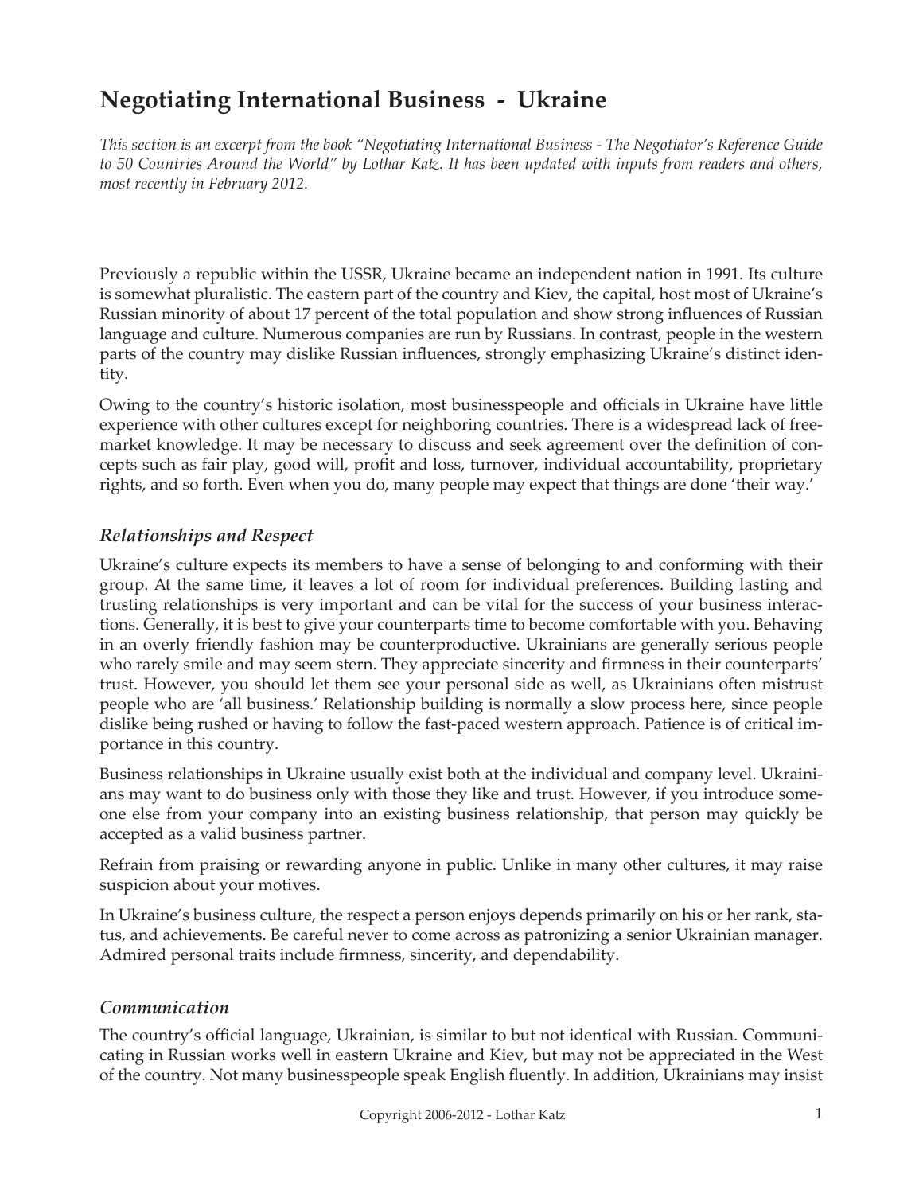# Negotiating International Business - Ukraine

*This section is an excerpt from the book "Negotiating International Business - The Negotiator's Reference Guide to 50 Countries Around the World" by Lothar Katz. It has been updated with inputs from readers and others, most recently in February 2012.*

Previously a republic within the USSR, Ukraine became an independent nation in 1991. Its culture is somewhat pluralistic. The eastern part of the country and Kiev, the capital, host most of Ukraine's Russian minority of about 17 percent of the total population and show strong influences of Russian language and culture. Numerous companies are run by Russians. In contrast, people in the western parts of the country may dislike Russian influences, strongly emphasizing Ukraine's distinct identity.

Owing to the country's historic isolation, most businesspeople and officials in Ukraine have little experience with other cultures except for neighboring countries. There is a widespread lack of free-market knowledge. It may be necessary to discuss and seek agreement over the definition of concepts such as fair play, good will, profit and loss, turnover, individual accountability, proprietary rights, and so forth. Even when you do, many people may expect that things are done 'their way.'

## *Relationships and Respect*

Ukraine's culture expects its members to have a sense of belonging to and conforming with their group. At the same time, it leaves a lot of room for individual preferences. Building lasting and trusting relationships is very important and can be vital for the success of your business interactions. Generally, it is best to give your counterparts time to become comfortable with you. Behaving in an overly friendly fashion may be counterproductive. Ukrainians are generally serious people who rarely smile and may seem stern. They appreciate sincerity and firmness in their counterparts' trust. However, you should let them see your personal side as well, as Ukrainians often mistrust people who are 'all business.' Relationship building is normally a slow process here, since people dislike being rushed or having to follow the fast-paced western approach. Patience is of critical importance in this country.

Business relationships in Ukraine usually exist both at the individual and company level. Ukrainians may want to do business only with those they like and trust. However, if you introduce someone else from your company into an existing business relationship, that person may quickly be accepted as a valid business partner.

Refrain from praising or rewarding anyone in public. Unlike in many other cultures, it may raise suspicion about your motives.

In Ukraine's business culture, the respect a person enjoys depends primarily on his or her rank, status, and achievements. Be careful never to come across as patronizing a senior Ukrainian manager. Admired personal traits include firmness, sincerity, and dependability.

## *Communication*

The country's official language, Ukrainian, is similar to but not identical with Russian. Communicating in Russian works well in eastern Ukraine and Kiev, but may not be appreciated in the West of the country. Not many businesspeople speak English fluently. In addition, Ukrainians may insist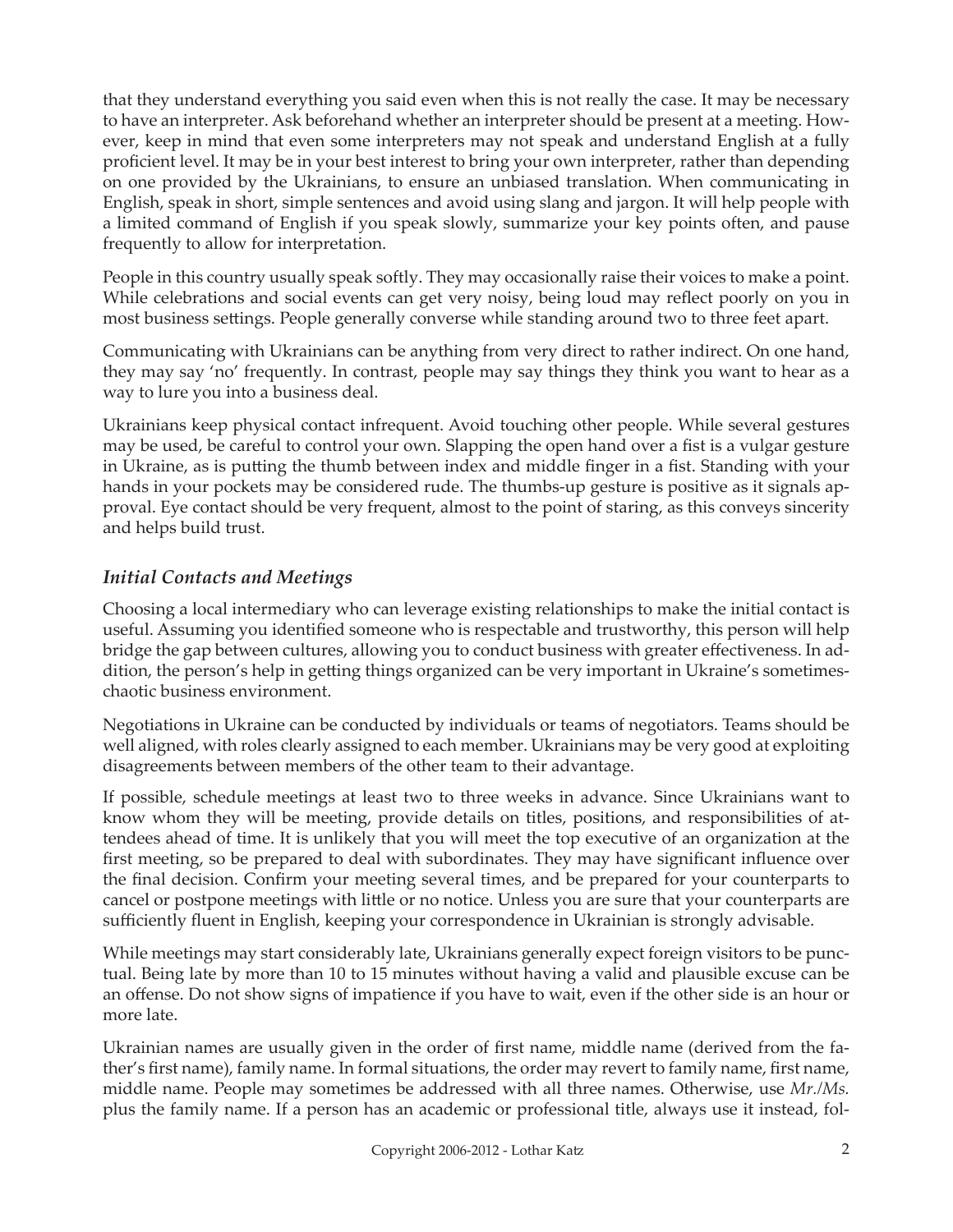that they understand everything you said even when this is not really the case. It may be necessary to have an interpreter. Ask beforehand whether an interpreter should be present at a meeting. However, keep in mind that even some interpreters may not speak and understand English at a fully proficient level. It may be in your best interest to bring your own interpreter, rather than depending on one provided by the Ukrainians, to ensure an unbiased translation. When communicating in English, speak in short, simple sentences and avoid using slang and jargon. It will help people with a limited command of English if you speak slowly, summarize your key points often, and pause frequently to allow for interpretation.

People in this country usually speak softly. They may occasionally raise their voices to make a point. While celebrations and social events can get very noisy, being loud may reflect poorly on you in most business settings. People generally converse while standing around two to three feet apart.

Communicating with Ukrainians can be anything from very direct to rather indirect. On one hand, they may say 'no' frequently. In contrast, people may say things they think you want to hear as a way to lure you into a business deal.

Ukrainians keep physical contact infrequent. Avoid touching other people. While several gestures may be used, be careful to control your own. Slapping the open hand over a fist is a vulgar gesture in Ukraine, as is putting the thumb between index and middle finger in a fist. Standing with your hands in your pockets may be considered rude. The thumbs-up gesture is positive as it signals approval. Eye contact should be very frequent, almost to the point of staring, as this conveys sincerity and helps build trust.

### *Initial Contacts and Meetings*

Choosing a local intermediary who can leverage existing relationships to make the initial contact is useful. Assuming you identified someone who is respectable and trustworthy, this person will help bridge the gap between cultures, allowing you to conduct business with greater effectiveness. In addition, the person's help in getting things organized can be very important in Ukraine's sometimes-chaotic business environment.

Negotiations in Ukraine can be conducted by individuals or teams of negotiators. Teams should be well aligned, with roles clearly assigned to each member. Ukrainians may be very good at exploiting disagreements between members of the other team to their advantage.

If possible, schedule meetings at least two to three weeks in advance. Since Ukrainians want to know whom they will be meeting, provide details on titles, positions, and responsibilities of attendees ahead of time. It is unlikely that you will meet the top executive of an organization at the first meeting, so be prepared to deal with subordinates. They may have significant influence over the final decision. Confirm your meeting several times, and be prepared for your counterparts to cancel or postpone meetings with little or no notice. Unless you are sure that your counterparts are sufficiently fluent in English, keeping your correspondence in Ukrainian is strongly advisable.

While meetings may start considerably late, Ukrainians generally expect foreign visitors to be punctual. Being late by more than 10 to 15 minutes without having a valid and plausible excuse can be an offense. Do not show signs of impatience if you have to wait, even if the other side is an hour or more late.

Ukrainian names are usually given in the order of first name, middle name (derived from the father's first name), family name. In formal situations, the order may revert to family name, first name, middle name. People may sometimes be addressed with all three names. Otherwise, use *Mr./Ms.* plus the family name. If a person has an academic or professional title, always use it instead, fol-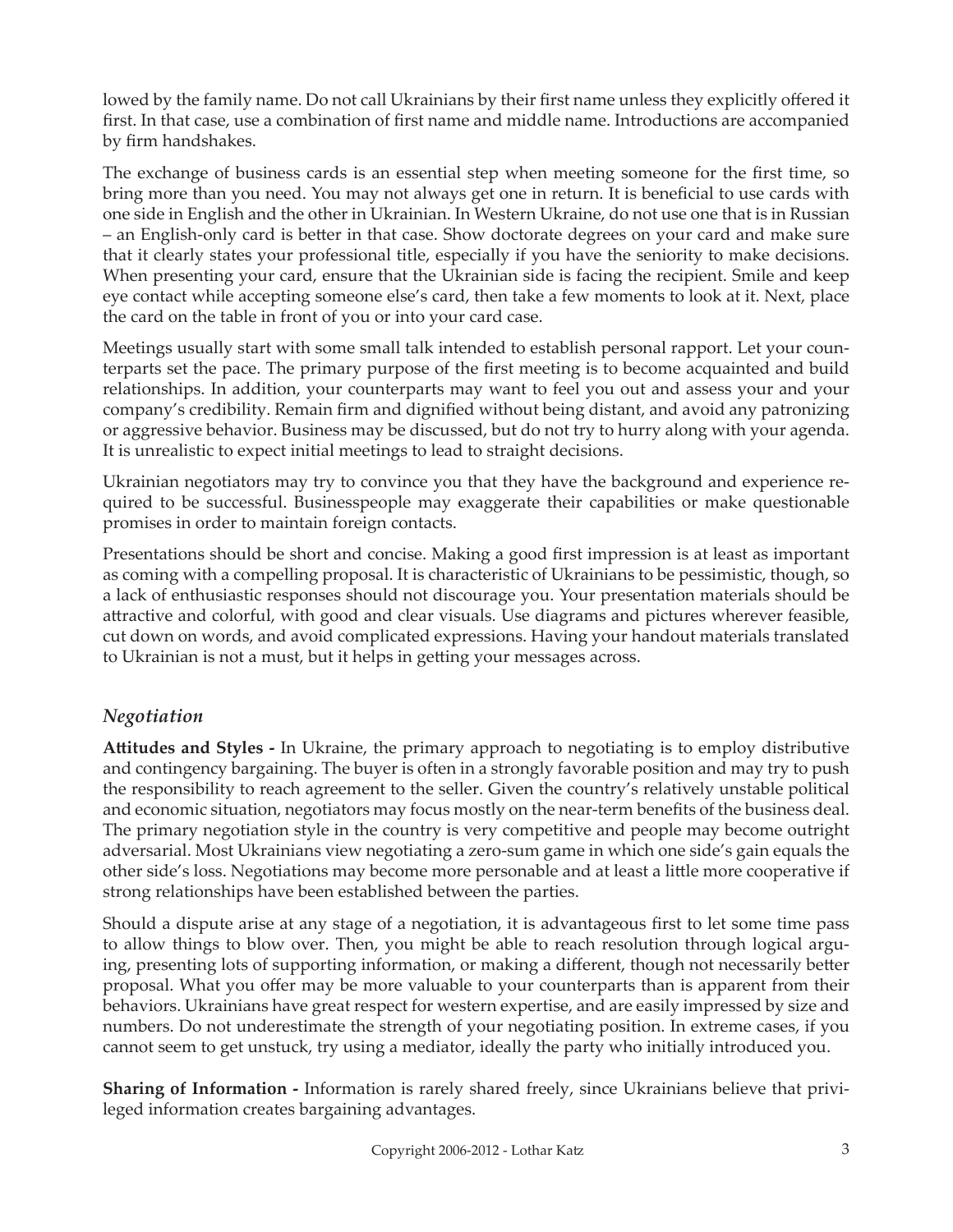lowed by the family name. Do not call Ukrainians by their first name unless they explicitly offered it first. In that case, use a combination of first name and middle name. Introductions are accompanied by firm handshakes.

The exchange of business cards is an essential step when meeting someone for the first time, so bring more than you need. You may not always get one in return. It is beneficial to use cards with one side in English and the other in Ukrainian. In Western Ukraine, do not use one that is in Russian – an English-only card is better in that case. Show doctorate degrees on your card and make sure that it clearly states your professional title, especially if you have the seniority to make decisions. When presenting your card, ensure that the Ukrainian side is facing the recipient. Smile and keep eye contact while accepting someone else's card, then take a few moments to look at it. Next, place the card on the table in front of you or into your card case.

Meetings usually start with some small talk intended to establish personal rapport. Let your counterparts set the pace. The primary purpose of the first meeting is to become acquainted and build relationships. In addition, your counterparts may want to feel you out and assess your and your company's credibility. Remain firm and dignified without being distant, and avoid any patronizing or aggressive behavior. Business may be discussed, but do not try to hurry along with your agenda. It is unrealistic to expect initial meetings to lead to straight decisions.

Ukrainian negotiators may try to convince you that they have the background and experience required to be successful. Businesspeople may exaggerate their capabilities or make questionable promises in order to maintain foreign contacts.

Presentations should be short and concise. Making a good first impression is at least as important as coming with a compelling proposal. It is characteristic of Ukrainians to be pessimistic, though, so a lack of enthusiastic responses should not discourage you. Your presentation materials should be attractive and colorful, with good and clear visuals. Use diagrams and pictures wherever feasible, cut down on words, and avoid complicated expressions. Having your handout materials translated to Ukrainian is not a must, but it helps in getting your messages across.

### *Negotiation*

**Attitudes and Styles -** In Ukraine, the primary approach to negotiating is to employ distributive and contingency bargaining. The buyer is often in a strongly favorable position and may try to push the responsibility to reach agreement to the seller. Given the country's relatively unstable political and economic situation, negotiators may focus mostly on the near-term benefits of the business deal. The primary negotiation style in the country is very competitive and people may become outright adversarial. Most Ukrainians view negotiating a zero-sum game in which one side's gain equals the other side's loss. Negotiations may become more personable and at least a little more cooperative if strong relationships have been established between the parties.

Should a dispute arise at any stage of a negotiation, it is advantageous first to let some time pass to allow things to blow over. Then, you might be able to reach resolution through logical arguing, presenting lots of supporting information, or making a different, though not necessarily better proposal. What you offer may be more valuable to your counterparts than is apparent from their behaviors. Ukrainians have great respect for western expertise, and are easily impressed by size and numbers. Do not underestimate the strength of your negotiating position. In extreme cases, if you cannot seem to get unstuck, try using a mediator, ideally the party who initially introduced you.

**Sharing of Information -** Information is rarely shared freely, since Ukrainians believe that privileged information creates bargaining advantages.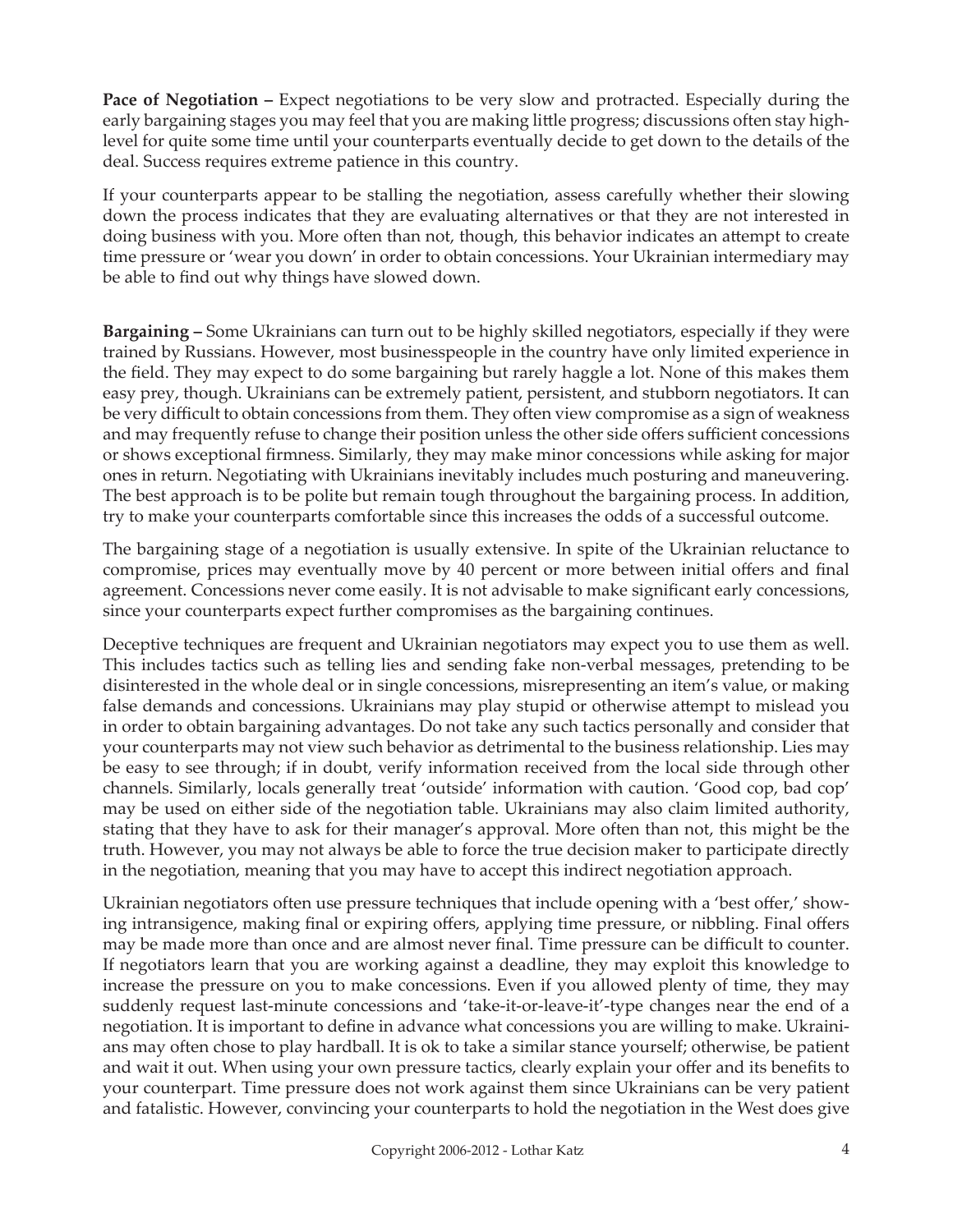**Pace of Negotiation –** Expect negotiations to be very slow and protracted. Especially during the early bargaining stages you may feel that you are making little progress; discussions often stay high-level for quite some time until your counterparts eventually decide to get down to the details of the deal. Success requires extreme patience in this country.

If your counterparts appear to be stalling the negotiation, assess carefully whether their slowing down the process indicates that they are evaluating alternatives or that they are not interested in doing business with you. More often than not, though, this behavior indicates an attempt to create time pressure or 'wear you down' in order to obtain concessions. Your Ukrainian intermediary may be able to find out why things have slowed down.

**Bargaining –** Some Ukrainians can turn out to be highly skilled negotiators, especially if they were trained by Russians. However, most businesspeople in the country have only limited experience in the field. They may expect to do some bargaining but rarely haggle a lot. None of this makes them easy prey, though. Ukrainians can be extremely patient, persistent, and stubborn negotiators. It can be very difficult to obtain concessions from them. They often view compromise as a sign of weakness and may frequently refuse to change their position unless the other side offers sufficient concessions or shows exceptional firmness. Similarly, they may make minor concessions while asking for major ones in return. Negotiating with Ukrainians inevitably includes much posturing and maneuvering. The best approach is to be polite but remain tough throughout the bargaining process. In addition, try to make your counterparts comfortable since this increases the odds of a successful outcome.

The bargaining stage of a negotiation is usually extensive. In spite of the Ukrainian reluctance to compromise, prices may eventually move by 40 percent or more between initial offers and final agreement. Concessions never come easily. It is not advisable to make significant early concessions, since your counterparts expect further compromises as the bargaining continues.

Deceptive techniques are frequent and Ukrainian negotiators may expect you to use them as well. This includes tactics such as telling lies and sending fake non-verbal messages, pretending to be disinterested in the whole deal or in single concessions, misrepresenting an item's value, or making false demands and concessions. Ukrainians may play stupid or otherwise attempt to mislead you in order to obtain bargaining advantages. Do not take any such tactics personally and consider that your counterparts may not view such behavior as detrimental to the business relationship. Lies may be easy to see through; if in doubt, verify information received from the local side through other channels. Similarly, locals generally treat 'outside' information with caution. 'Good cop, bad cop' may be used on either side of the negotiation table. Ukrainians may also claim limited authority, stating that they have to ask for their manager's approval. More often than not, this might be the truth. However, you may not always be able to force the true decision maker to participate directly in the negotiation, meaning that you may have to accept this indirect negotiation approach.

Ukrainian negotiators often use pressure techniques that include opening with a 'best offer,' showing intransigence, making final or expiring offers, applying time pressure, or nibbling. Final offers may be made more than once and are almost never final. Time pressure can be difficult to counter. If negotiators learn that you are working against a deadline, they may exploit this knowledge to increase the pressure on you to make concessions. Even if you allowed plenty of time, they may suddenly request last-minute concessions and 'take-it-or-leave-it'-type changes near the end of a negotiation. It is important to define in advance what concessions you are willing to make. Ukrainians may often chose to play hardball. It is ok to take a similar stance yourself; otherwise, be patient and wait it out. When using your own pressure tactics, clearly explain your offer and its benefits to your counterpart. Time pressure does not work against them since Ukrainians can be very patient and fatalistic. However, convincing your counterparts to hold the negotiation in the West does give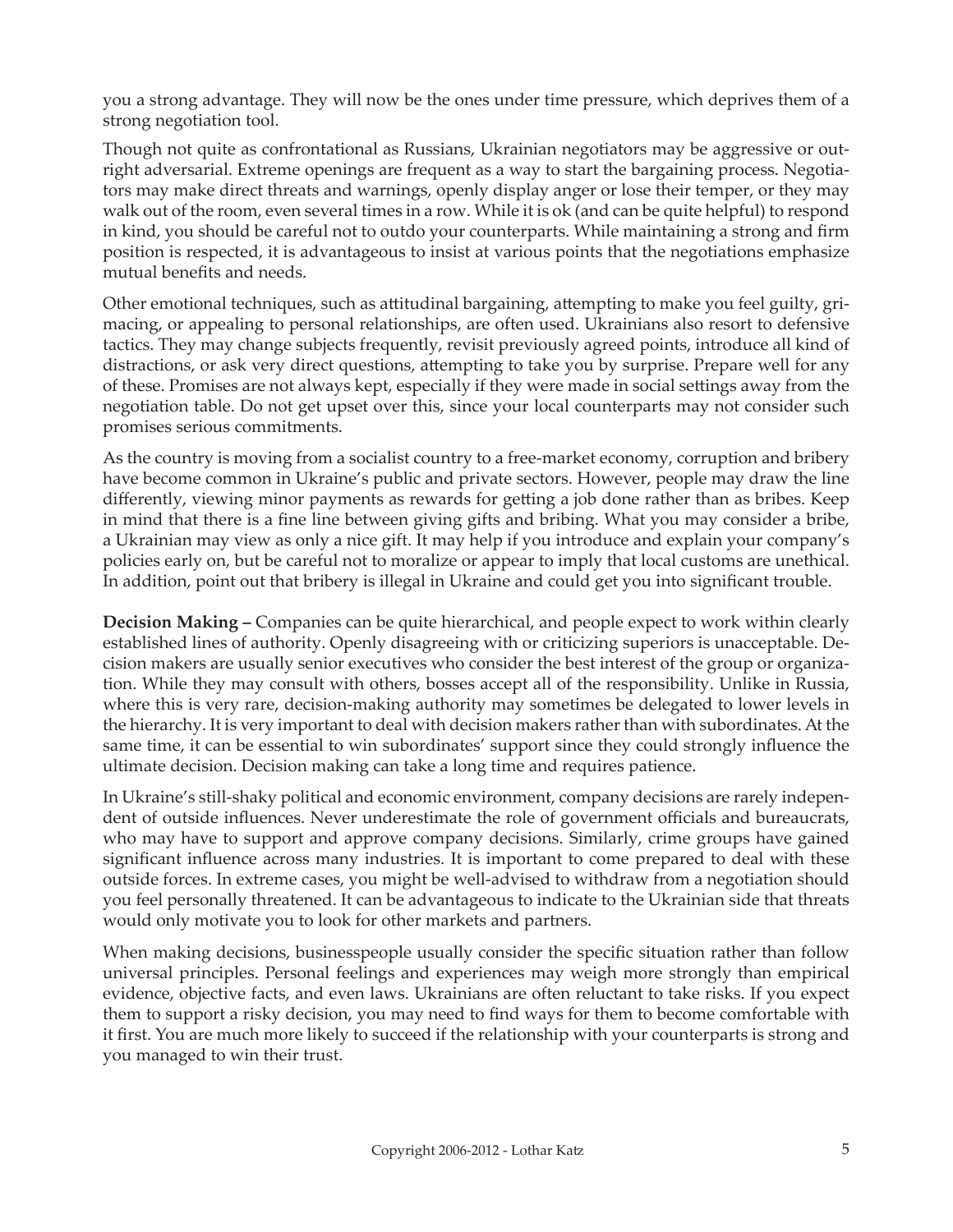you a strong advantage. They will now be the ones under time pressure, which deprives them of a strong negotiation tool.

Though not quite as confrontational as Russians, Ukrainian negotiators may be aggressive or outright adversarial. Extreme openings are frequent as a way to start the bargaining process. Negotiators may make direct threats and warnings, openly display anger or lose their temper, or they may walk out of the room, even several times in a row. While it is ok (and can be quite helpful) to respond in kind, you should be careful not to outdo your counterparts. While maintaining a strong and firm position is respected, it is advantageous to insist at various points that the negotiations emphasize mutual benefits and needs.

Other emotional techniques, such as attitudinal bargaining, attempting to make you feel guilty, grimacing, or appealing to personal relationships, are often used. Ukrainians also resort to defensive tactics. They may change subjects frequently, revisit previously agreed points, introduce all kind of distractions, or ask very direct questions, attempting to take you by surprise. Prepare well for any of these. Promises are not always kept, especially if they were made in social settings away from the negotiation table. Do not get upset over this, since your local counterparts may not consider such promises serious commitments.

As the country is moving from a socialist country to a free-market economy, corruption and bribery have become common in Ukraine's public and private sectors. However, people may draw the line differently, viewing minor payments as rewards for getting a job done rather than as bribes. Keep in mind that there is a fine line between giving gifts and bribing. What you may consider a bribe, a Ukrainian may view as only a nice gift. It may help if you introduce and explain your company's policies early on, but be careful not to moralize or appear to imply that local customs are unethical. In addition, point out that bribery is illegal in Ukraine and could get you into significant trouble.

**Decision Making –** Companies can be quite hierarchical, and people expect to work within clearly established lines of authority. Openly disagreeing with or criticizing superiors is unacceptable. Decision makers are usually senior executives who consider the best interest of the group or organization. While they may consult with others, bosses accept all of the responsibility. Unlike in Russia, where this is very rare, decision-making authority may sometimes be delegated to lower levels in the hierarchy. It is very important to deal with decision makers rather than with subordinates. At the same time, it can be essential to win subordinates' support since they could strongly influence the ultimate decision. Decision making can take a long time and requires patience.

In Ukraine's still-shaky political and economic environment, company decisions are rarely independent of outside influences. Never underestimate the role of government officials and bureaucrats, who may have to support and approve company decisions. Similarly, crime groups have gained significant influence across many industries. It is important to come prepared to deal with these outside forces. In extreme cases, you might be well-advised to withdraw from a negotiation should you feel personally threatened. It can be advantageous to indicate to the Ukrainian side that threats would only motivate you to look for other markets and partners.

When making decisions, businesspeople usually consider the specific situation rather than follow universal principles. Personal feelings and experiences may weigh more strongly than empirical evidence, objective facts, and even laws. Ukrainians are often reluctant to take risks. If you expect them to support a risky decision, you may need to find ways for them to become comfortable with it first. You are much more likely to succeed if the relationship with your counterparts is strong and you managed to win their trust.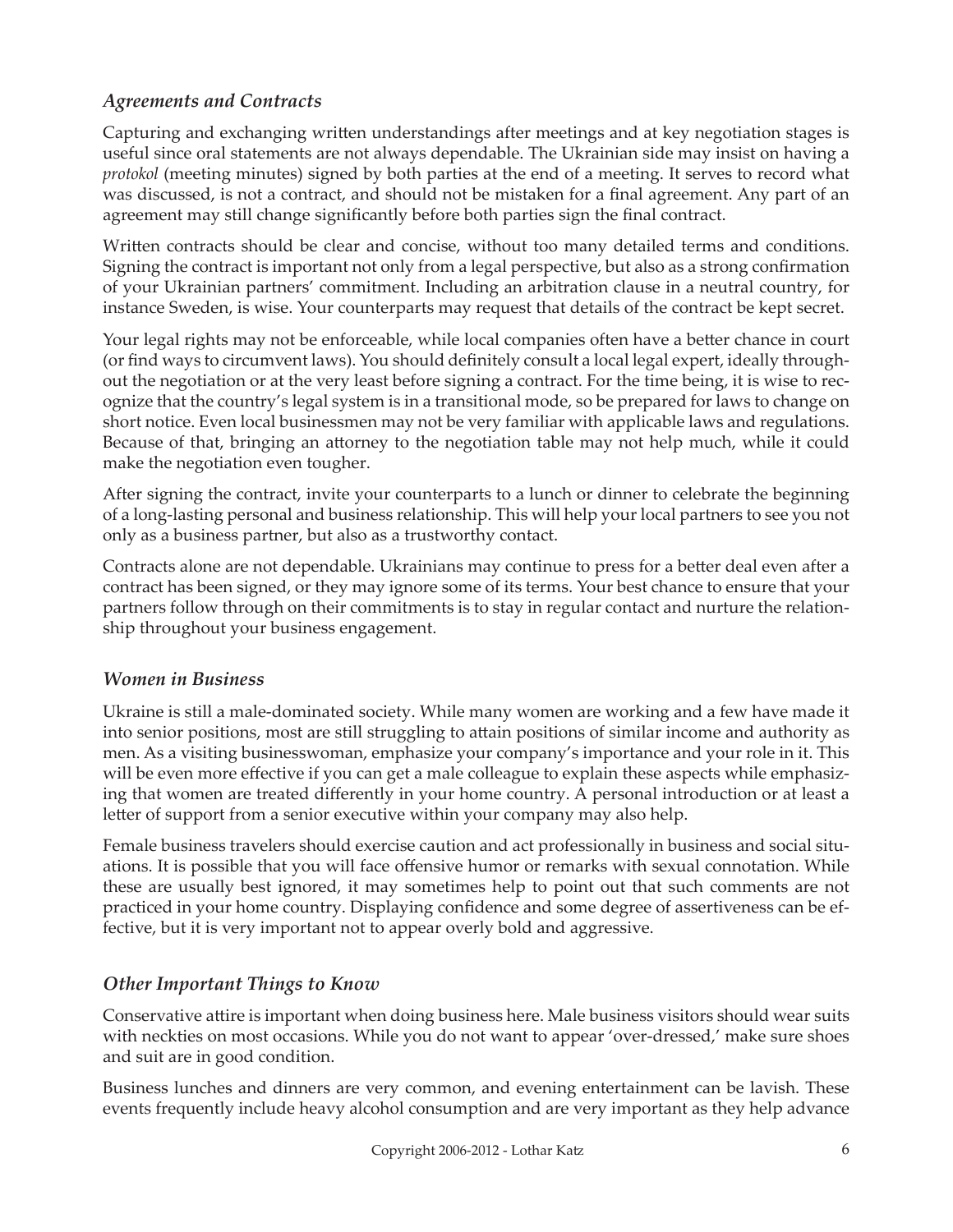### *Agreements and Contracts*

Capturing and exchanging written understandings after meetings and at key negotiation stages is useful since oral statements are not always dependable. The Ukrainian side may insist on having a *protokol* (meeting minutes) signed by both parties at the end of a meeting. It serves to record what was discussed, is not a contract, and should not be mistaken for a final agreement. Any part of an agreement may still change significantly before both parties sign the final contract.

Written contracts should be clear and concise, without too many detailed terms and conditions. Signing the contract is important not only from a legal perspective, but also as a strong confirmation of your Ukrainian partners' commitment. Including an arbitration clause in a neutral country, for instance Sweden, is wise. Your counterparts may request that details of the contract be kept secret.

Your legal rights may not be enforceable, while local companies often have a better chance in court (or find ways to circumvent laws). You should definitely consult a local legal expert, ideally throughout the negotiation or at the very least before signing a contract. For the time being, it is wise to recognize that the country's legal system is in a transitional mode, so be prepared for laws to change on short notice. Even local businessmen may not be very familiar with applicable laws and regulations. Because of that, bringing an attorney to the negotiation table may not help much, while it could make the negotiation even tougher.

After signing the contract, invite your counterparts to a lunch or dinner to celebrate the beginning of a long-lasting personal and business relationship. This will help your local partners to see you not only as a business partner, but also as a trustworthy contact.

Contracts alone are not dependable. Ukrainians may continue to press for a better deal even after a contract has been signed, or they may ignore some of its terms. Your best chance to ensure that your partners follow through on their commitments is to stay in regular contact and nurture the relationship throughout your business engagement.

### *Women in Business*

Ukraine is still a male-dominated society. While many women are working and a few have made it into senior positions, most are still struggling to attain positions of similar income and authority as men. As a visiting businesswoman, emphasize your company's importance and your role in it. This will be even more effective if you can get a male colleague to explain these aspects while emphasizing that women are treated differently in your home country. A personal introduction or at least a letter of support from a senior executive within your company may also help.

Female business travelers should exercise caution and act professionally in business and social situations. It is possible that you will face offensive humor or remarks with sexual connotation. While these are usually best ignored, it may sometimes help to point out that such comments are not practiced in your home country. Displaying confidence and some degree of assertiveness can be effective, but it is very important not to appear overly bold and aggressive.

### *Other Important Things to Know*

Conservative attire is important when doing business here. Male business visitors should wear suits with neckties on most occasions. While you do not want to appear 'over-dressed,' make sure shoes and suit are in good condition.

Business lunches and dinners are very common, and evening entertainment can be lavish. These events frequently include heavy alcohol consumption and are very important as they help advance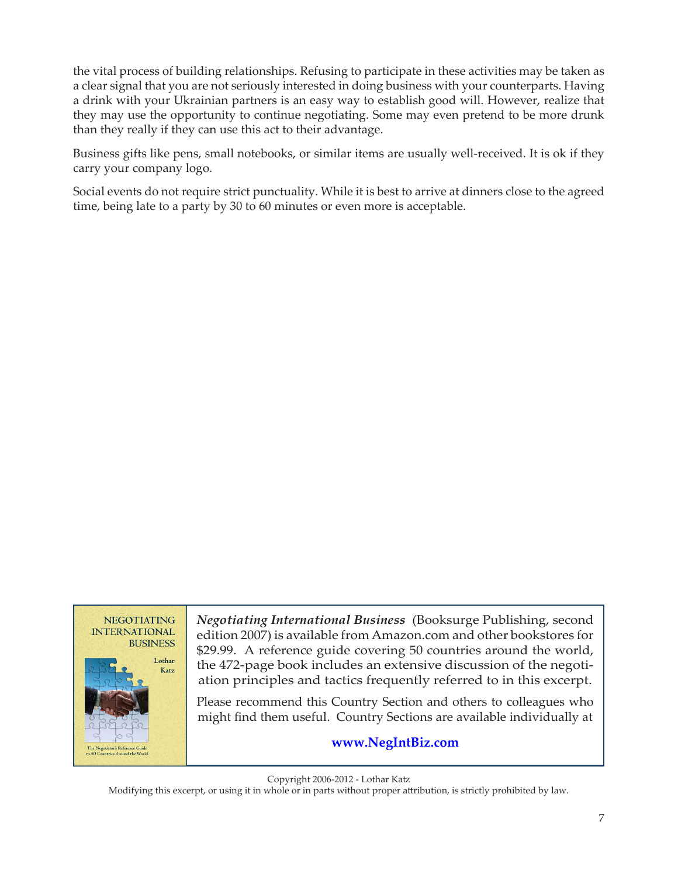the vital process of building relationships. Refusing to participate in these activities may be taken as a clear signal that you are not seriously interested in doing business with your counterparts. Having a drink with your Ukrainian partners is an easy way to establish good will. However, realize that they may use the opportunity to continue negotiating. Some may even pretend to be more drunk than they really if they can use this act to their advantage.

Business gifts like pens, small notebooks, or similar items are usually well-received. It is ok if they carry your company logo.

Social events do not require strict punctuality. While it is best to arrive at dinners close to the agreed time, being late to a party by 30 to 60 minutes or even more is acceptable.

NEGOTIATING INTERNATIONAL BUSINESS

Lothar Katz

The Negotiator's Reference Guide to 50 Countries Around the World

***Negotiating International Business*** (Booksurge Publishing, second edition 2007) is available from Amazon.com and other bookstores for $29.99. A reference guide covering 50 countries around the world, the 472-page book includes an extensive discussion of the negotiation principles and tactics frequently referred to in this excerpt.

Please recommend this Country Section and others to colleagues who might find them useful. Country Sections are available individually at

**www.NegIntBiz.com**

Copyright 2006-2012 - Lothar Katz

Modifying this excerpt, or using it in whole or in parts without proper attribution, is strictly prohibited by law.